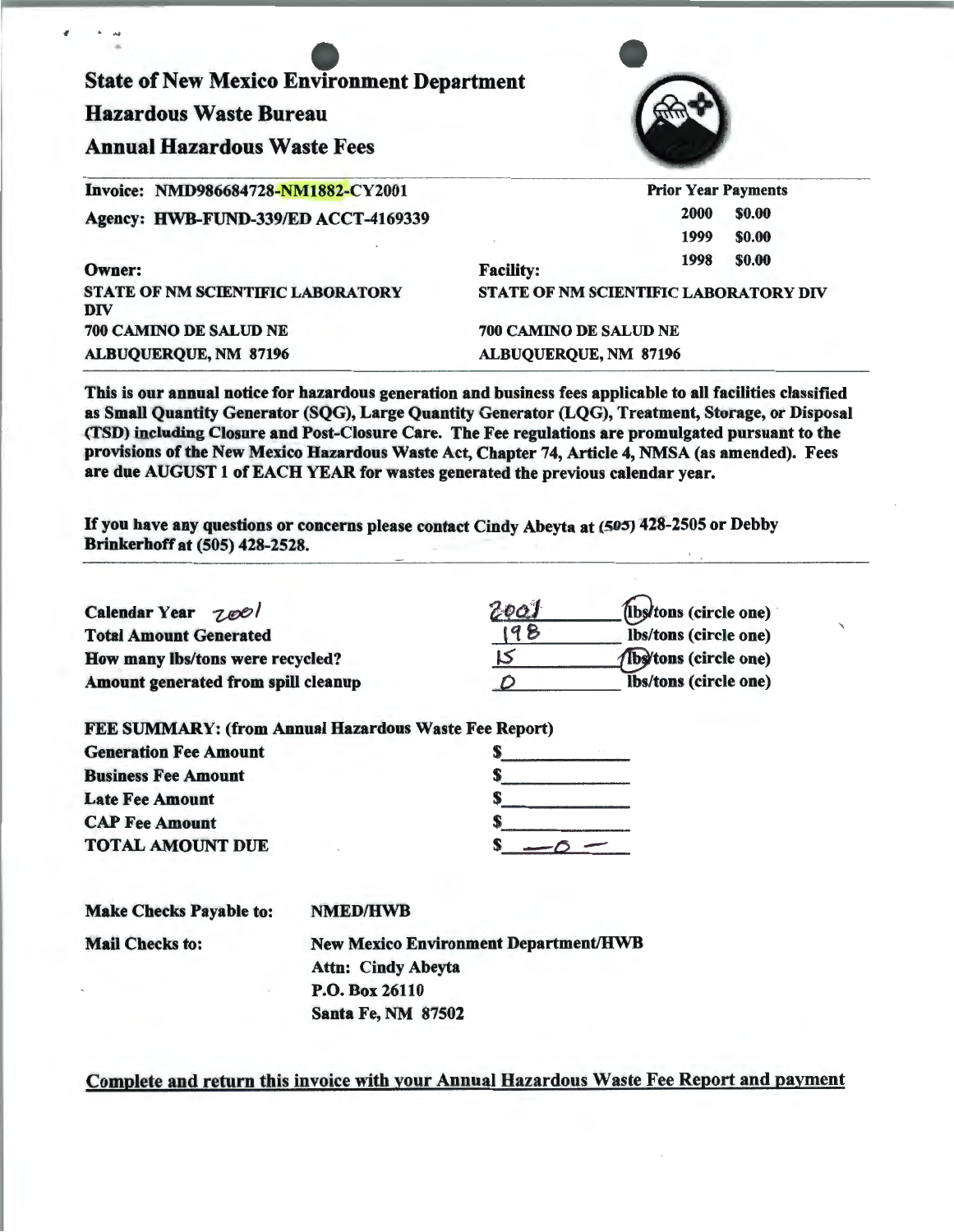# State of New Mexico Environment Department

## Hazardous Waste Bureau

## Annual Hazardous Waste Fees

**Invoice: NMD986684728-NM1882-CY2001**

**Agency: HWB-FUND-339/ED ACCT-4169339**

| Prior Year Payments | |
|---|---|
| 2000 | $0.00 |
| 1999 | $0.00 |
| 1998 | $0.00 |

| Owner: | Facility: |
|---|---|
| STATE OF NM SCIENTIFIC LABORATORY DIV | STATE OF NM SCIENTIFIC LABORATORY DIV |
| 700 CAMINO DE SALUD NE | 700 CAMINO DE SALUD NE |
| ALBUQUERQUE, NM 87196 | ALBUQUERQUE, NM 87196 |

**This is our annual notice for hazardous generation and business fees applicable to all facilities classified as Small Quantity Generator (SQG), Large Quantity Generator (LQG), Treatment, Storage, or Disposal (TSD) including Closure and Post-Closure Care. The Fee regulations are promulgated pursuant to the provisions of the New Mexico Hazardous Waste Act, Chapter 74, Article 4, NMSA (as amended). Fees are due AUGUST 1 of EACH YEAR for wastes generated the previous calendar year.**

**If you have any questions or concerns please contact Cindy Abeyta at (505) 428-2505 or Debby Brinkerhoff at (505) 428-2528.**

| | | |
|---|---|---|
| **Calendar Year** 2001 | 2001 | (lbs)/tons (circle one) |
| **Total Amount Generated** | 198 | lbs/tons (circle one) |
| **How many lbs/tons were recycled?** | 15 | (lbs)/tons (circle one) |
| **Amount generated from spill cleanup** | 0 | lbs/tons (circle one) |

**FEE SUMMARY: (from Annual Hazardous Waste Fee Report)**

| | |
|---|---|
| **Generation Fee Amount** | $ |
| **Business Fee Amount** | $ |
| **Late Fee Amount** | $ |
| **CAP Fee Amount** | $ |
| **TOTAL AMOUNT DUE** | $ -0- |

**Make Checks Payable to:** **NMED/HWB**

**Mail Checks to:**

**New Mexico Environment Department/HWB**
**Attn: Cindy Abeyta**
**P.O. Box 26110**
**Santa Fe, NM 87502**

**Complete and return this invoice with your Annual Hazardous Waste Fee Report and payment**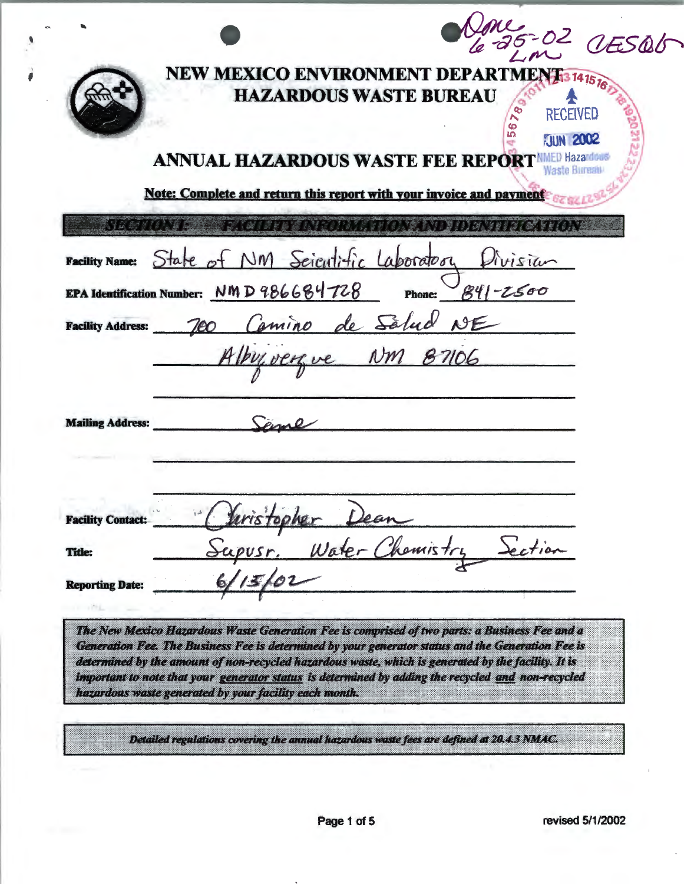Done 6-25-02 LM CESQG

# NEW MEXICO ENVIRONMENT DEPARTMENT
## HAZARDOUS WASTE BUREAU

RECEIVED
JUN 2002
NMED Hazardous Waste Bureau

# ANNUAL HAZARDOUS WASTE FEE REPORT

**Note: Complete and return this report with your invoice and payment**

## SECTION I: FACILITY INFORMATION AND IDENTIFICATION

**Facility Name:** State of NM Scientific Laboratory Division

**EPA Identification Number:** NMD 986684728 **Phone:** 841-2500

**Facility Address:** 700 Camino de Salud NE
Albuquerque NM 87106

**Mailing Address:** Same

**Facility Contact:** Christopher Dean

**Title:** Supvsr. Water Chemistry Section

**Reporting Date:** 6/13/02

*The New Mexico Hazardous Waste Generation Fee is comprised of two parts: a Business Fee and a Generation Fee. The Business Fee is determined by your generator status and the Generation Fee is determined by the amount of non-recycled hazardous waste, which is generated by the facility. It is important to note that your generator status is determined by adding the recycled and non-recycled hazardous waste generated by your facility each month.*

*Detailed regulations covering the annual hazardous waste fees are defined at 20.4.3 NMAC.*

revised 5/1/2002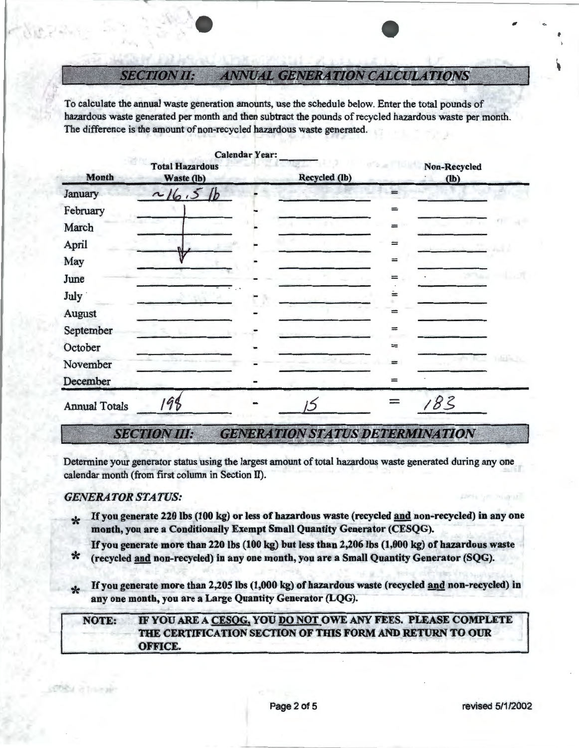## SECTION II: ANNUAL GENERATION CALCULATIONS

To calculate the annual waste generation amounts, use the schedule below. Enter the total pounds of hazardous waste generated per month and then subtract the pounds of recycled hazardous waste per month. The difference is the amount of non-recycled hazardous waste generated.

Calendar Year: ______

| Month | Total Hazardous Waste (lb) | | Recycled (lb) | | Non-Recycled (lb) |
|---|---|---|---|---|---|
| January | ~16.5 lb | - | | = | |
| February | ↓ | - | | = | |
| March | | - | | = | |
| April | | - | | = | |
| May | | - | | = | |
| June | | - | | = | |
| July | | - | | = | |
| August | | - | | = | |
| September | | - | | = | |
| October | | - | | = | |
| November | | - | | = | |
| December | | - | | = | |
| Annual Totals | 198 | - | 15 | = | 183 |

## SECTION III: GENERATION STATUS DETERMINATION

Determine your generator status using the largest amount of total hazardous waste generated during any one calendar month (from first column in Section II).

### *GENERATOR STATUS:*

- **If you generate 220 lbs (100 kg) or less of hazardous waste (recycled and non-recycled) in any one month, you are a Conditionally Exempt Small Quantity Generator (CESQG).**
- **If you generate more than 220 lbs (100 kg) but less than 2,206 lbs (1,000 kg) of hazardous waste (recycled and non-recycled) in any one month, you are a Small Quantity Generator (SQG).**
- **If you generate more than 2,205 lbs (1,000 kg) of hazardous waste (recycled and non-recycled) in any one month, you are a Large Quantity Generator (LQG).**

**NOTE: IF YOU ARE A CESQG, YOU DO NOT OWE ANY FEES. PLEASE COMPLETE THE CERTIFICATION SECTION OF THIS FORM AND RETURN TO OUR OFFICE.**

revised 5/1/2002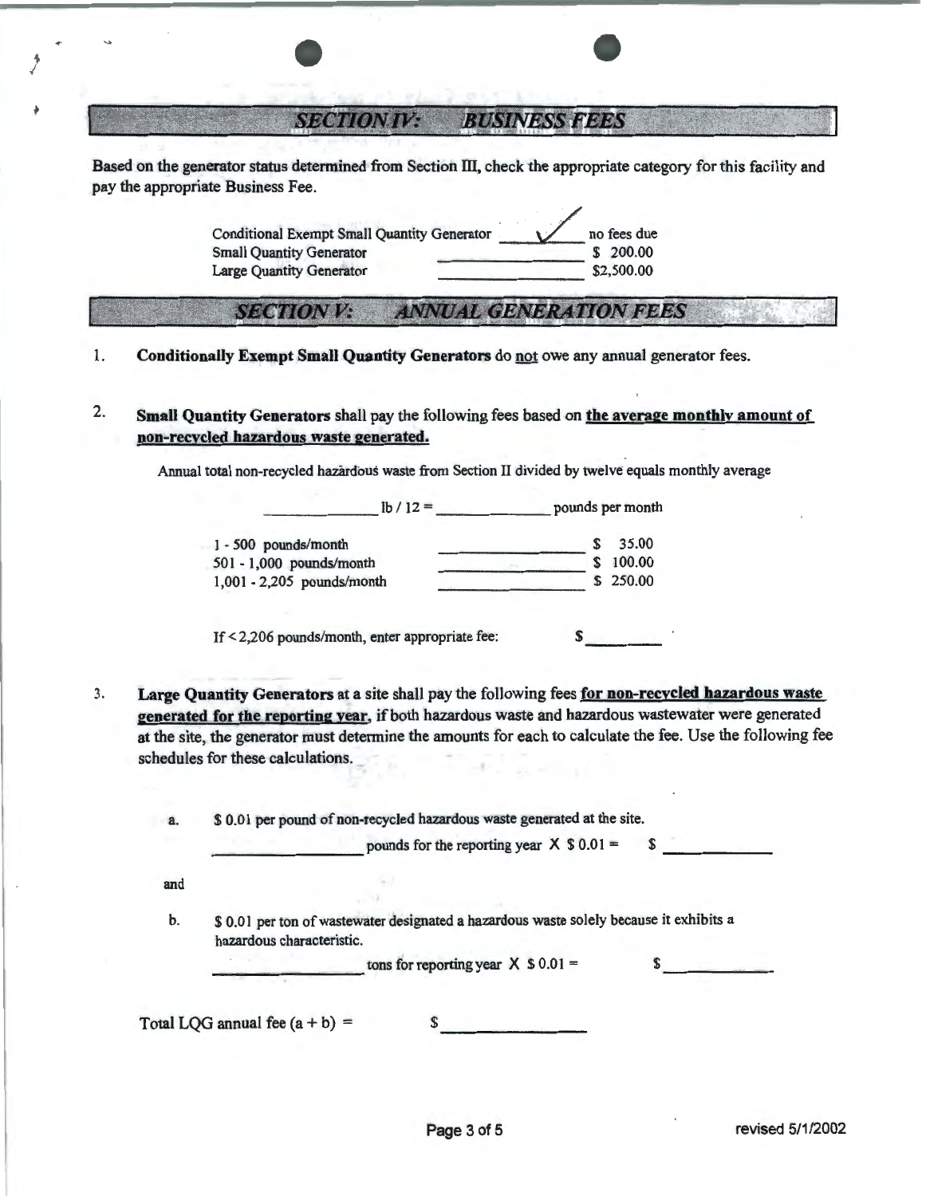## SECTION IV: BUSINESS FEES

Based on the generator status determined from Section III, check the appropriate category for this facility and pay the appropriate Business Fee.

| Category | | Fee |
|---|---|---|
| Conditional Exempt Small Quantity Generator | ✓ | no fees due |
| Small Quantity Generator | ________ | $ 200.00 |
| Large Quantity Generator | ________ | $2,500.00 |

## SECTION V: ANNUAL GENERATION FEES

1. **Conditionally Exempt Small Quantity Generators** do not owe any annual generator fees.

2. **Small Quantity Generators** shall pay the following fees based on **the average monthly amount of non-recycled hazardous waste generated.**

   Annual total non-recycled hazardous waste from Section II divided by twelve equals monthly average

   ____________ lb / 12 = ____________ pounds per month

   | | | |
   |---|---|---|
   | 1 - 500 pounds/month | ________ | $ 35.00 |
   | 501 - 1,000 pounds/month | ________ | $ 100.00 |
   | 1,001 - 2,205 pounds/month | ________ | $ 250.00 |

   If < 2,206 pounds/month, enter appropriate fee: $________

3. **Large Quantity Generators** at a site shall pay the following fees **for non-recycled hazardous waste generated for the reporting year**, if both hazardous waste and hazardous wastewater were generated at the site, the generator must determine the amounts for each to calculate the fee. Use the following fee schedules for these calculations.

   a. $ 0.01 per pound of non-recycled hazardous waste generated at the site.

   ____________ pounds for the reporting year X $ 0.01 = $ ____________

   and

   b. $ 0.01 per ton of wastewater designated a hazardous waste solely because it exhibits a hazardous characteristic.

   ____________ tons for reporting year X $ 0.01 = $ ____________

Total LQG annual fee (a + b) = $ ____________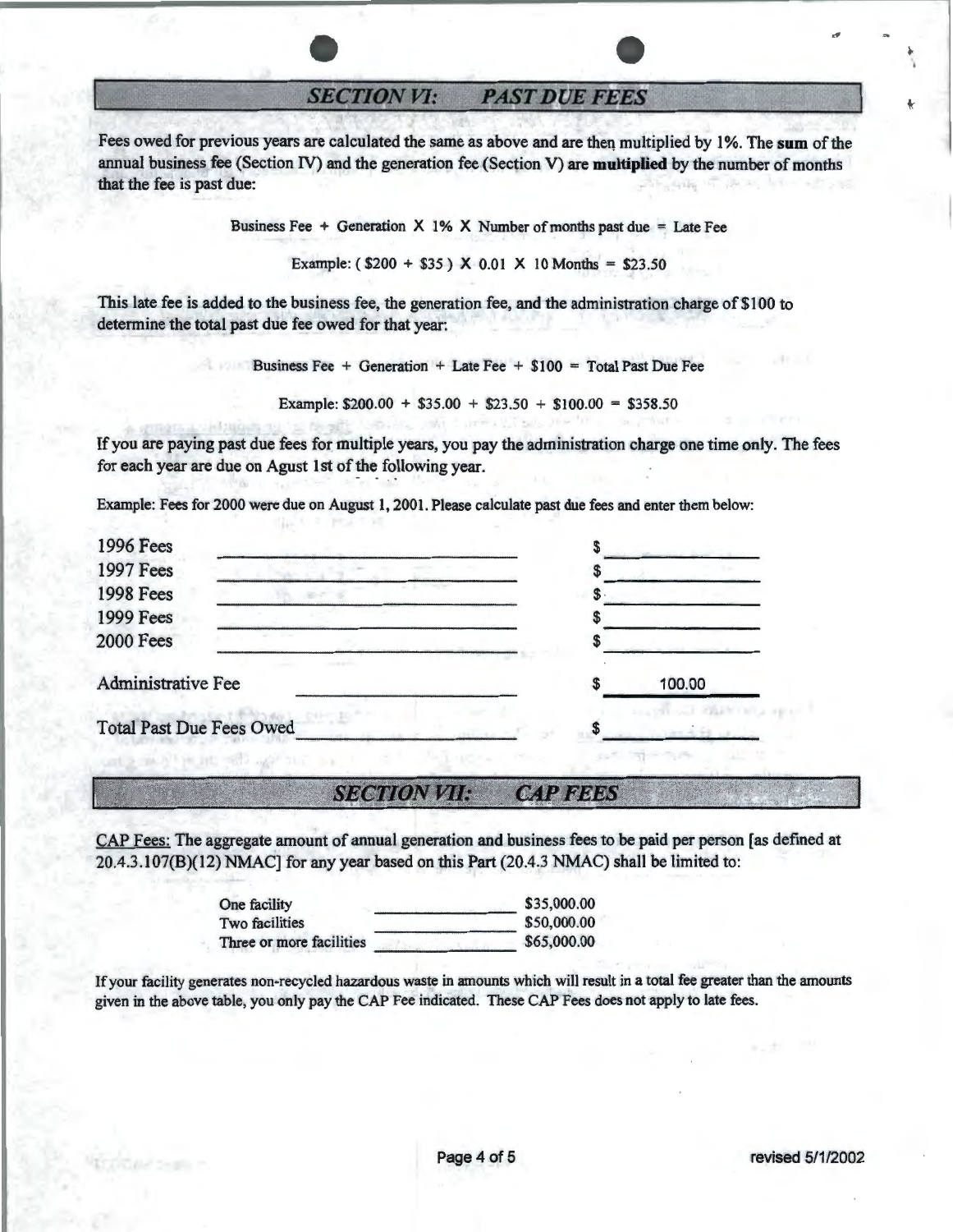## *SECTION VI: PAST DUE FEES*

Fees owed for previous years are calculated the same as above and are then multiplied by 1%. The **sum** of the annual business fee (Section IV) and the generation fee (Section V) are **multiplied** by the number of months that the fee is past due:

Business Fee + Generation X 1% X Number of months past due = Late Fee

Example: ( $200 + $35 ) X 0.01 X 10 Months = $23.50

This late fee is added to the business fee, the generation fee, and the administration charge of $100 to determine the total past due fee owed for that year:

Business Fee + Generation + Late Fee + $100 = Total Past Due Fee

Example: $200.00 + $35.00 + $23.50 + $100.00 = $358.50

If you are paying past due fees for multiple years, you pay the administration charge one time only. The fees for each year are due on Agust 1st of the following year.

Example: Fees for 2000 were due on August 1, 2001. Please calculate past due fees and enter them below:

| | | |
|---|---|---|
| 1996 Fees | ____________ | $ ________ |
| 1997 Fees | ____________ | $ ________ |
| 1998 Fees | ____________ | $ ________ |
| 1999 Fees | ____________ | $ ________ |
| 2000 Fees | ____________ | $ ________ |
| Administrative Fee | ____________ | $ 100.00 |
| Total Past Due Fees Owed | ____________ | $ ________ |

## *SECTION VII: CAP FEES*

CAP Fees: The aggregate amount of annual generation and business fees to be paid per person [as defined at 20.4.3.107(B)(12) NMAC] for any year based on this Part (20.4.3 NMAC) shall be limited to:

| | |
|---|---|
| One facility | $35,000.00 |
| Two facilities | $50,000.00 |
| Three or more facilities | $65,000.00 |

If your facility generates non-recycled hazardous waste in amounts which will result in a total fee greater than the amounts given in the above table, you only pay the CAP Fee indicated. These CAP Fees does not apply to late fees.

revised 5/1/2002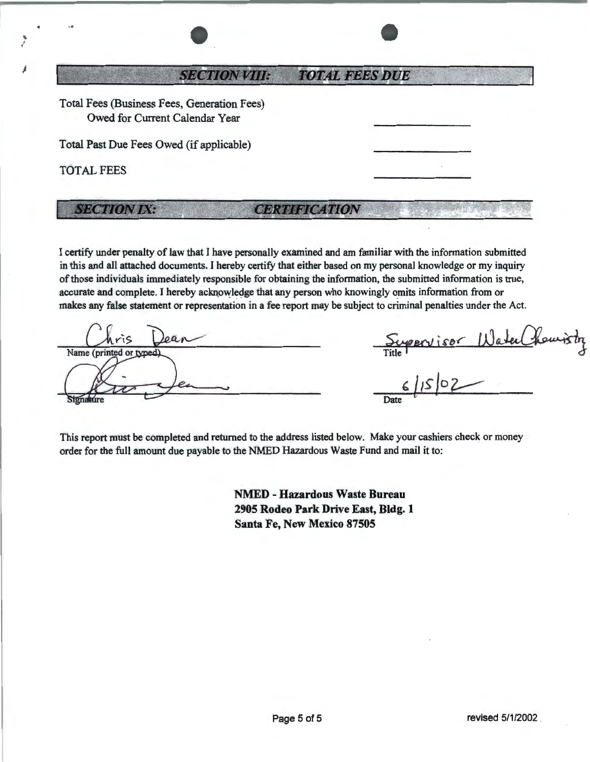## SECTION VIII: TOTAL FEES DUE

Total Fees (Business Fees, Generation Fees)
Owed for Current Calendar Year ________________

Total Past Due Fees Owed (if applicable) ________________

TOTAL FEES ________________

## SECTION IX: CERTIFICATION

I certify under penalty of law that I have personally examined and am familiar with the information submitted in this and all attached documents. I hereby certify that either based on my personal knowledge or my inquiry of those individuals immediately responsible for obtaining the information, the submitted information is true, accurate and complete. I hereby acknowledge that any person who knowingly omits information from or makes any false statement or representation in a fee report may be subject to criminal penalties under the Act.

Chris Dean
Name (printed or typed)

Supervisor Water Chemistry
Title

[signature]
Signature

6/15/02
Date

This report must be completed and returned to the address listed below. Make your cashiers check or money order for the full amount due payable to the NMED Hazardous Waste Fund and mail it to:

**NMED - Hazardous Waste Bureau**
**2905 Rodeo Park Drive East, Bldg. 1**
**Santa Fe, New Mexico 87505**

revised 5/1/2002